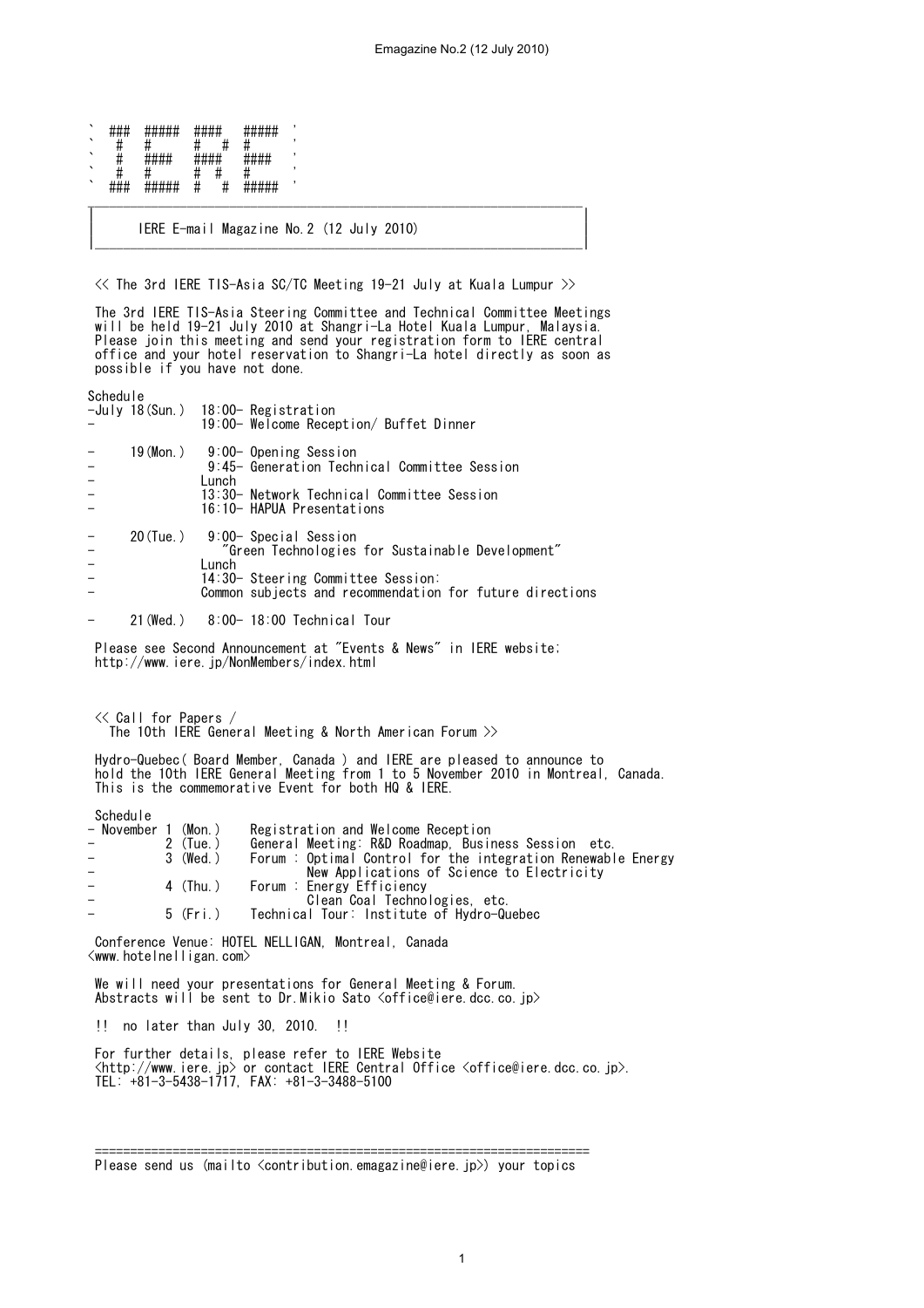```
` ###  #####  ####   #####  '
`  #   #      #   #  #      '
`  #   ####   ####   ####   '
`  #   #      #  #   #      '
` ###  #####  #   #  #####  '
```

# IERE E-mail Magazine No.2 (12 July 2010)

## << The 3rd IERE TIS-Asia SC/TC Meeting 19-21 July at Kuala Lumpur >>

The 3rd IERE TIS-Asia Steering Committee and Technical Committee Meetings will be held 19-21 July 2010 at Shangri-La Hotel Kuala Lumpur, Malaysia. Please join this meeting and send your registration form to IERE central office and your hotel reservation to Shangri-La hotel directly as soon as possible if you have not done.

Schedule

- July 18(Sun.) 18:00- Registration
- 19:00- Welcome Reception/ Buffet Dinner
- 19(Mon.) 9:00- Opening Session
- 9:45- Generation Technical Committee Session
- Lunch
- 13:30- Network Technical Committee Session
- 16:10- HAPUA Presentations
- 20(Tue.) 9:00- Special Session "Green Technologies for Sustainable Development"
- Lunch
- 14:30- Steering Committee Session: Common subjects and recommendation for future directions
- 21(Wed.) 8:00- 18:00 Technical Tour

Please see Second Announcement at "Events & News" in IERE website; http://www.iere.jp/NonMembers/index.html

## << Call for Papers / The 10th IERE General Meeting & North American Forum >>

Hydro-Quebec( Board Member, Canada ) and IERE are pleased to announce to hold the 10th IERE General Meeting from 1 to 5 November 2010 in Montreal, Canada. This is the commemorative Event for both HQ & IERE.

Schedule

- November 1 (Mon.) Registration and Welcome Reception
- 2 (Tue.) General Meeting: R&D Roadmap, Business Session etc.
- 3 (Wed.) Forum : Optimal Control for the integration Renewable Energy
- New Applications of Science to Electricity
- 4 (Thu.) Forum : Energy Efficiency
- Clean Coal Technologies, etc.
- 5 (Fri.) Technical Tour: Institute of Hydro-Quebec

Conference Venue: HOTEL NELLIGAN, Montreal, Canada <www.hotelnelligan.com>

We will need your presentations for General Meeting & Forum. Abstracts will be sent to Dr.Mikio Sato <office@iere.dcc.co.jp>

!! no later than July 30, 2010. !!

For further details, please refer to IERE Website <http://www.iere.jp> or contact IERE Central Office <office@iere.dcc.co.jp>. TEL: +81-3-5438-1717, FAX: +81-3-3488-5100

---

Please send us (mailto <contribution.emagazine@iere.jp>) your topics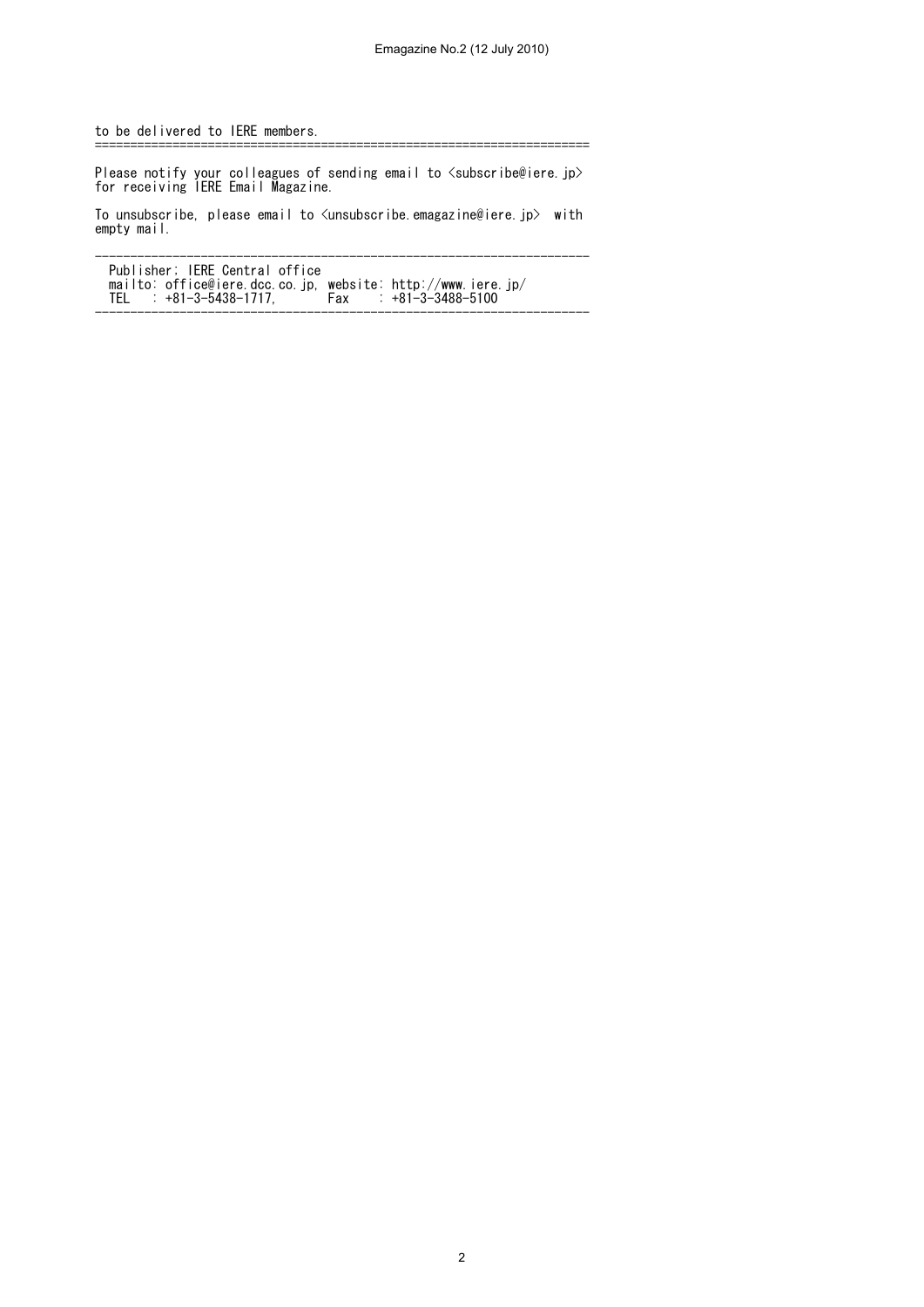to be delivered to IERE members.

======================================================================

Please notify your colleagues of sending email to <subscribe@iere.jp>
for receiving IERE Email Magazine.

To unsubscribe, please email to <unsubscribe.emagazine@iere.jp> with
empty mail.

----------------------------------------------------------------------

Publisher; IERE Central office
mailto: office@iere.dcc.co.jp, website: http://www.iere.jp/
TEL : +81-3-5438-1717, Fax : +81-3-3488-5100

----------------------------------------------------------------------